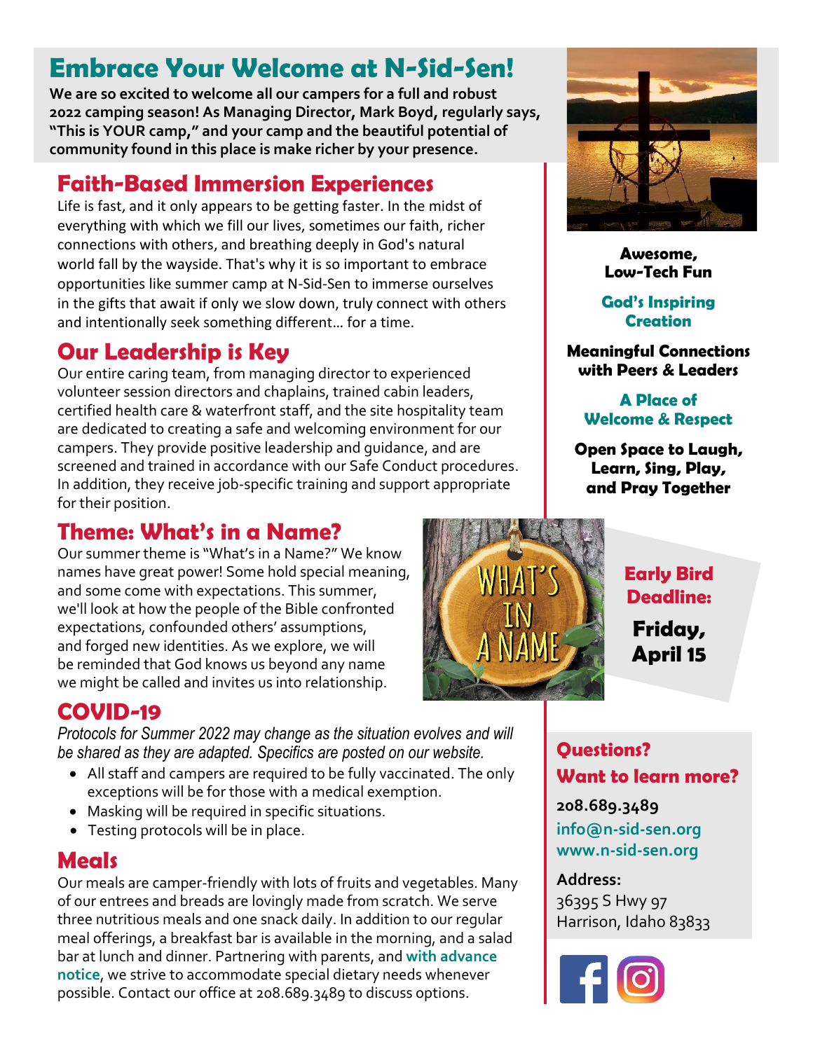# Embrace Your Welcome at N-Sid-Sen!

**We are so excited to welcome all our campers for a full and robust 2022 camping season! As Managing Director, Mark Boyd, regularly says, "This is YOUR camp," and your camp and the beautiful potential of community found in this place is make richer by your presence.**

## Faith-Based Immersion Experiences

Life is fast, and it only appears to be getting faster. In the midst of everything with which we fill our lives, sometimes our faith, richer connections with others, and breathing deeply in God's natural world fall by the wayside. That's why it is so important to embrace opportunities like summer camp at N-Sid-Sen to immerse ourselves in the gifts that await if only we slow down, truly connect with others and intentionally seek something different... for a time.

## Our Leadership is Key

Our entire caring team, from managing director to experienced volunteer session directors and chaplains, trained cabin leaders, certified health care & waterfront staff, and the site hospitality team are dedicated to creating a safe and welcoming environment for our campers. They provide positive leadership and guidance, and are screened and trained in accordance with our Safe Conduct procedures. In addition, they receive job-specific training and support appropriate for their position.

## Theme: What's in a Name?

Our summer theme is "What's in a Name?" We know names have great power! Some hold special meaning, and some come with expectations. This summer, we'll look at how the people of the Bible confronted expectations, confounded others' assumptions, and forged new identities. As we explore, we will be reminded that God knows us beyond any name we might be called and invites us into relationship.

## COVID-19

*Protocols for Summer 2022 may change as the situation evolves and will be shared as they are adapted. Specifics are posted on our website.*

- All staff and campers are required to be fully vaccinated. The only exceptions will be for those with a medical exemption.
- Masking will be required in specific situations.
- Testing protocols will be in place.

## Meals

Our meals are camper-friendly with lots of fruits and vegetables. Many of our entrees and breads are lovingly made from scratch. We serve three nutritious meals and one snack daily. In addition to our regular meal offerings, a breakfast bar is available in the morning, and a salad bar at lunch and dinner. Partnering with parents, and **with advance notice**, we strive to accommodate special dietary needs whenever possible. Contact our office at 208.689.3489 to discuss options.

**Awesome, Low-Tech Fun**

**God's Inspiring Creation**

**Meaningful Connections with Peers & Leaders**

**A Place of Welcome & Respect**

**Open Space to Laugh, Learn, Sing, Play, and Pray Together**

**Early Bird Deadline:**

**Friday, April 15**

### Questions? Want to learn more?

**208.689.3489**

info@n-sid-sen.org

www.n-sid-sen.org

**Address:**

36395 S Hwy 97

Harrison, Idaho 83833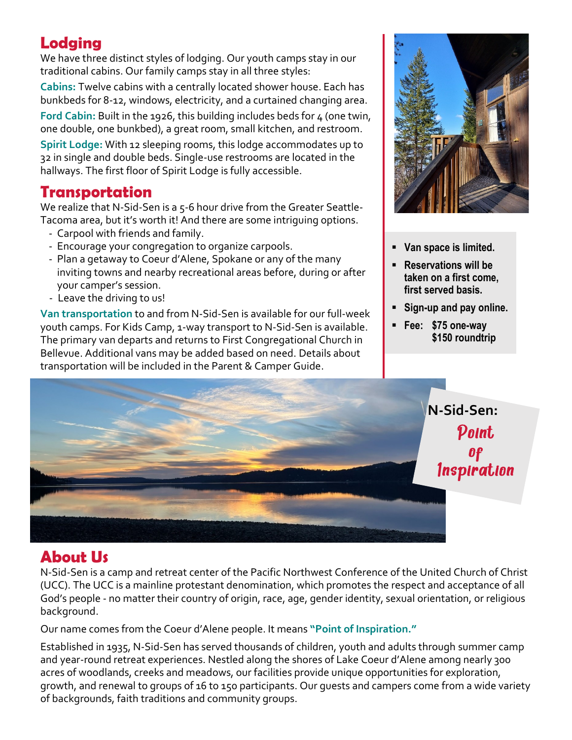## Lodging

We have three distinct styles of lodging. Our youth camps stay in our traditional cabins. Our family camps stay in all three styles:

**Cabins:** Twelve cabins with a centrally located shower house. Each has bunkbeds for 8-12, windows, electricity, and a curtained changing area.

**Ford Cabin:** Built in the 1926, this building includes beds for 4 (one twin, one double, one bunkbed), a great room, small kitchen, and restroom.

**Spirit Lodge:** With 12 sleeping rooms, this lodge accommodates up to 32 in single and double beds. Single-use restrooms are located in the hallways. The first floor of Spirit Lodge is fully accessible.

## Transportation

We realize that N-Sid-Sen is a 5-6 hour drive from the Greater Seattle-Tacoma area, but it's worth it! And there are some intriguing options.

- Carpool with friends and family.
- Encourage your congregation to organize carpools.
- Plan a getaway to Coeur d'Alene, Spokane or any of the many inviting towns and nearby recreational areas before, during or after your camper's session.
- Leave the driving to us!

**Van transportation** to and from N-Sid-Sen is available for our full-week youth camps. For Kids Camp, 1-way transport to N-Sid-Sen is available. The primary van departs and returns to First Congregational Church in Bellevue. Additional vans may be added based on need. Details about transportation will be included in the Parent & Camper Guide.

- **Van space is limited.**
- **Reservations will be taken on a first come, first served basis.**
- **Sign-up and pay online.**
- **Fee: $75 one-way**
  **$150 roundtrip**

**N-Sid-Sen:** *Point of Inspiration*

## About Us

N-Sid-Sen is a camp and retreat center of the Pacific Northwest Conference of the United Church of Christ (UCC). The UCC is a mainline protestant denomination, which promotes the respect and acceptance of all God's people - no matter their country of origin, race, age, gender identity, sexual orientation, or religious background.

Our name comes from the Coeur d'Alene people. It means **"Point of Inspiration."**

Established in 1935, N-Sid-Sen has served thousands of children, youth and adults through summer camp and year-round retreat experiences. Nestled along the shores of Lake Coeur d'Alene among nearly 300 acres of woodlands, creeks and meadows, our facilities provide unique opportunities for exploration, growth, and renewal to groups of 16 to 150 participants. Our guests and campers come from a wide variety of backgrounds, faith traditions and community groups.